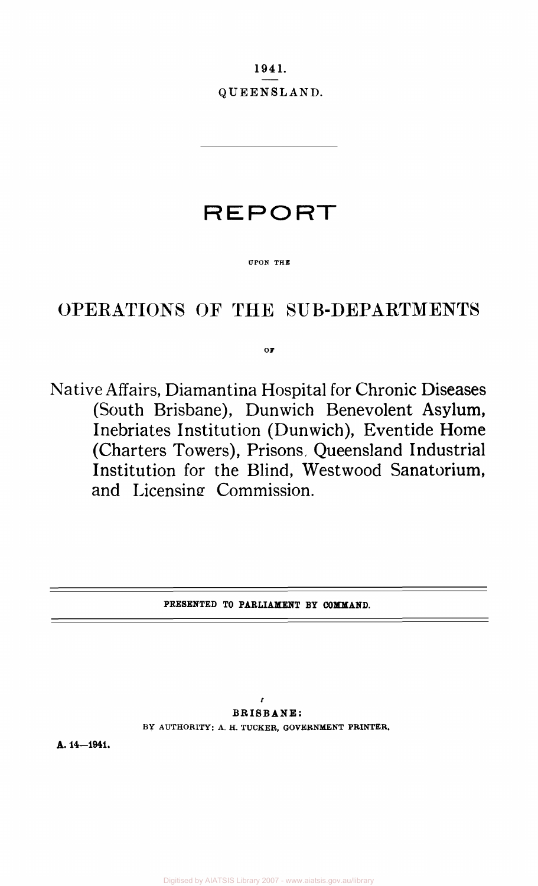1941.

QUEENSLAND.

# REPORT

UPON THE

## OPERATIONS OF THE SUB-DEPARTMENTS

OF

Native Affairs, Diamantina Hospital for Chronic Diseases (South Brisbane), Dunwich Benevolent Asylum, Inebriates Institution (Dunwich), Eventide Home (Charters Towers), Prisons, Queensland Industrial Institution for the Blind, Westwood Sanatorium, and Licensing Commission.

PRESENTED TO PARLIAMENT BY COMMAND.

BRISBANE:

BY AUTHORITY: A. H. TUCKER, GOVERNMENT PRINTER.

A. 14—1941.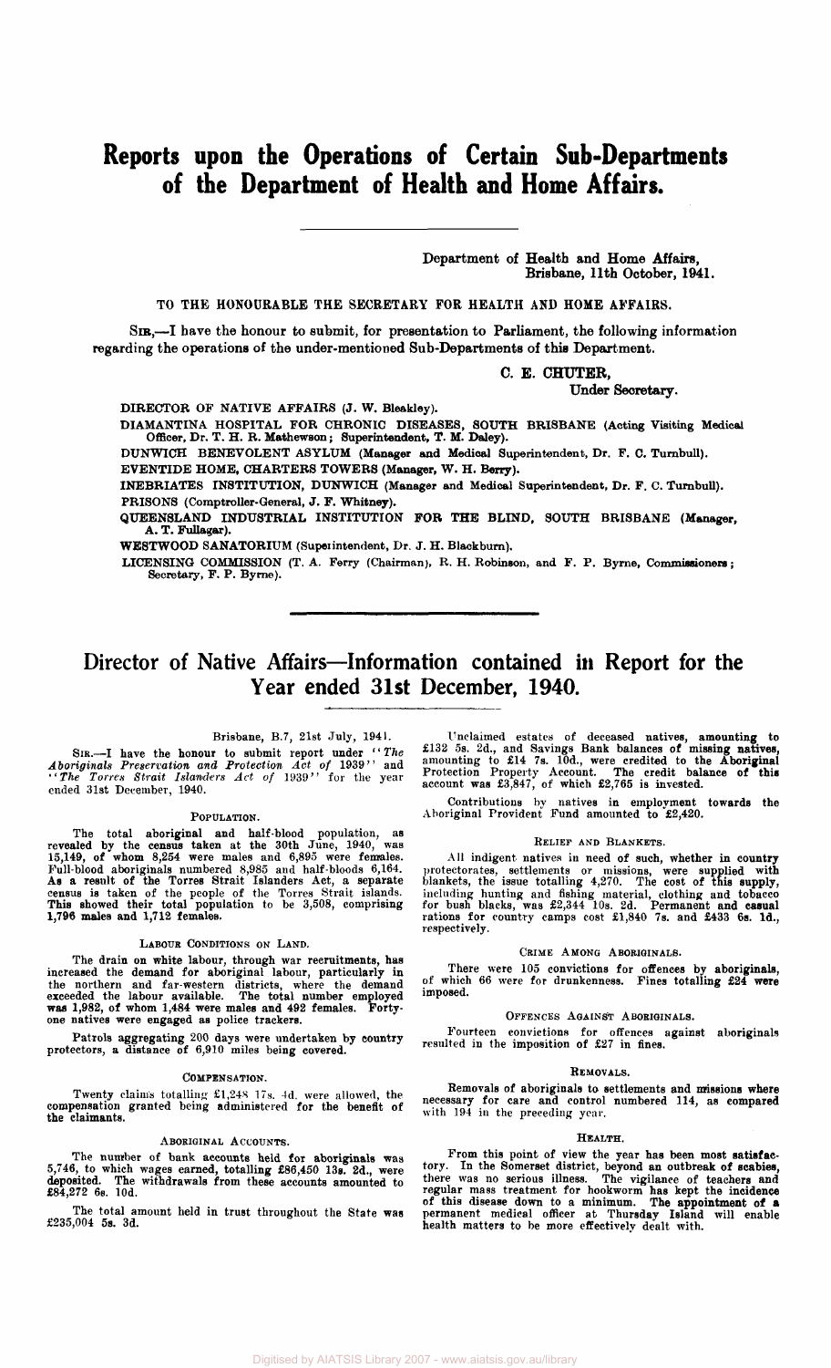# Reports upon the Operations of Certain Sub-Departments of the Department of Health and Home Affairs.

Department of Health and Home Affairs,
Brisbane, 11th October, 1941.

TO THE HONOURABLE THE SECRETARY FOR HEALTH AND HOME AFFAIRS.

SIR,—I have the honour to submit, for presentation to Parliament, the following information regarding the operations of the under-mentioned Sub-Departments of this Department.

C. E. CHUTER,
Under Secretary.

DIRECTOR OF NATIVE AFFAIRS (J. W. Bleakley).

DIAMANTINA HOSPITAL FOR CHRONIC DISEASES, SOUTH BRISBANE (Acting Visiting Medical Officer, Dr. T. H. R. Mathewson; Superintendent, T. M. Daley).

DUNWICH BENEVOLENT ASYLUM (Manager and Medical Superintendent, Dr. F. C. Turnbull).

EVENTIDE HOME, CHARTERS TOWERS (Manager, W. H. Berry).

INEBRIATES INSTITUTION, DUNWICH (Manager and Medical Superintendent, Dr. F. C. Turnbull).

PRISONS (Comptroller-General, J. F. Whitney).

QUEENSLAND INDUSTRIAL INSTITUTION FOR THE BLIND, SOUTH BRISBANE (Manager, A. T. Fullagar).

WESTWOOD SANATORIUM (Superintendent, Dr. J. H. Blackburn).

LICENSING COMMISSION (T. A. Ferry (Chairman), R. H. Robinson, and F. P. Byrne, Commissioners; Secretary, F. P. Byrne).

# Director of Native Affairs—Information contained in Report for the Year ended 31st December, 1940.

Brisbane, B.7, 21st July, 1941.

SIR,—I have the honour to submit report under "*The Aboriginals Preservation and Protection Act of* 1939" and "*The Torres Strait Islanders Act of* 1939" for the year ended 31st December, 1940.

### POPULATION.

The total aboriginal and half-blood population, as revealed by the census taken at the 30th June, 1940, was 15,149, of whom 8,254 were males and 6,895 were females. Full-blood aboriginals numbered 8,985 and half-bloods 6,164. As a result of the Torres Strait Islanders Act, a separate census is taken of the people of the Torres Strait islands. This showed their total population to be 3,508, comprising 1,796 males and 1,712 females.

### LABOUR CONDITIONS ON LAND.

The drain on white labour, through war recruitments, has increased the demand for aboriginal labour, particularly in the northern and far-western districts, where the demand exceeded the labour available. The total number employed was 1,982, of whom 1,484 were males and 492 females. Forty-one natives were engaged as police trackers.

Patrols aggregating 200 days were undertaken by country protectors, a distance of 6,910 miles being covered.

### COMPENSATION.

Twenty claims totalling £1,248 17s. 4d. were allowed, the compensation granted being administered for the benefit of the claimants.

### ABORIGINAL ACCOUNTS.

The number of bank accounts held for aboriginals was 5,746, to which wages earned, totalling £86,450 13s. 2d., were deposited. The withdrawals from these accounts amounted to £84,272 6s. 10d.

The total amount held in trust throughout the State was £235,004 5s. 3d.

Unclaimed estates of deceased natives, amounting to £132 5s. 2d., and Savings Bank balances of missing natives, amounting to £14 7s. 10d., were credited to the Aboriginal Protection Property Account. The credit balance of this account was £3,847, of which £2,765 is invested.

Contributions by natives in employment towards the Aboriginal Provident Fund amounted to £2,420.

### RELIEF AND BLANKETS.

All indigent natives in need of such, whether in country protectorates, settlements or missions, were supplied with blankets, the issue totalling 4,270. The cost of this supply, including hunting and fishing material, clothing and tobacco for bush blacks, was £2,344 10s. 2d. Permanent and casual rations for country camps cost £1,840 7s. and £433 6s. 1d., respectively.

### CRIME AMONG ABORIGINALS.

There were 105 convictions for offences by aboriginals, of which 66 were for drunkenness. Fines totalling £24 were imposed.

### OFFENCES AGAINST ABORIGINALS.

Fourteen convictions for offences against aboriginals resulted in the imposition of £27 in fines.

### REMOVALS.

Removals of aboriginals to settlements and missions where necessary for care and control numbered 114, as compared with 194 in the preceding year.

### HEALTH.

From this point of view the year has been most satisfactory. In the Somerset district, beyond an outbreak of scabies, there was no serious illness. The vigilance of teachers and regular mass treatment for hookworm has kept the incidence of this disease down to a minimum. The appointment of a permanent medical officer at Thursday Island will enable health matters to be more effectively dealt with.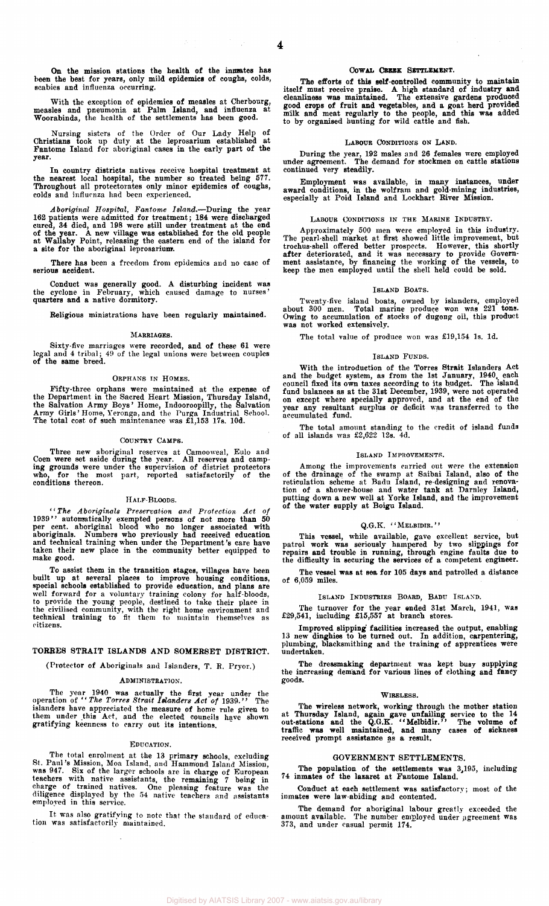On the mission stations the health of the inmates has been the best for years, only mild epidemics of coughs, colds, scabies and influenza occurring.

With the exception of epidemics of measles at Cherbourg, measles and pneumonia at Palm Island, and influenza at Woorabinda, the health of the settlements has been good.

Nursing sisters of the Order of Our Lady Help of Christians took up duty at the leprosarium established at Fantome Island for aboriginal cases in the early part of the year.

In country districts natives receive hospital treatment at the nearest local hospital, the number so treated being 577. Throughout all protectorates only minor epidemics of coughs, colds and influenza had been experienced.

*Aboriginal Hospital, Fantome Island.*—During the year 162 patients were admitted for treatment; 184 were discharged cured, 34 died, and 198 were still under treatment at the end of the year. A new village was established for the old people at Wallaby Point, releasing the eastern end of the island for a site for the aboriginal leprosarium.

There has been a freedom from epidemics and no case of serious accident.

Conduct was generally good. A disturbing incident was the cyclone in February, which caused damage to nurses' quarters and a native dormitory.

Religious ministrations have been regularly maintained.

### MARRIAGES.

Sixty-five marriages were recorded, and of these 61 were legal and 4 tribal; 49 of the legal unions were between couples of the same breed.

### ORPHANS IN HOMES.

Fifty-three orphans were maintained at the expense of the Department in the Sacred Heart Mission, Thursday Island, the Salvation Army Boys' Home, Indooroopilly, the Salvation Army Girls' Home, Yeronga, and the Purga Industrial School. The total cost of such maintenance was £1,153 17s. 10d.

### COUNTRY CAMPS.

Three new aboriginal reserves at Camooweal, Eulo and Coen were set aside during the year. All reserves and camping grounds were under the supervision of district protectors who, for the most part, reported satisfactorily of the conditions thereon.

### HALF-BLOODS.

"*The Aboriginals Preservation and Protection Act of 1939*" automatically exempted persons of not more than 50 per cent. aboriginal blood who no longer associated with aboriginals. Numbers who previously had received education and technical training when under the Department's care have taken their new place in the community better equipped to make good.

To assist them in the transition stages, villages have been built up at several places to improve housing conditions, special schools established to provide education, and plans are well forward for a voluntary training colony for half-bloods, to provide the young people, destined to take their place in the civilised community, with the right home environment and technical training to fit them to maintain themselves as citizens.

## TORRES STRAIT ISLANDS AND SOMERSET DISTRICT.

(Protector of Aboriginals and Islanders, T. R. Pryor.)

### ADMINISTRATION.

The year 1940 was actually the first year under the operation of "*The Torres Strait Islanders Act of* 1939." The islanders have appreciated the measure of home rule given to them under this Act, and the elected councils have shown gratifying keenness to carry out its intentions.

### EDUCATION.

The total enrolment at the 13 primary schools, excluding St. Paul's Mission, Moa Island, and Hammond Island Mission, was 947. Six of the larger schools are in charge of European teachers with native assistants, the remaining 7 being in charge of trained natives. One pleasing feature was the diligence displayed by the 54 native teachers and assistants employed in this service.

It was also gratifying to note that the standard of education was satisfactorily maintained.

### COWAL CREEK SETTLEMENT.

The efforts of this self-controlled community to maintain itself must receive praise. A high standard of industry and cleanliness was maintained. The extensive gardens produced good crops of fruit and vegetables, and a goat herd provided milk and meat regularly to the people, and this was added to by organised hunting for wild cattle and fish.

### LABOUR CONDITIONS ON LAND.

During the year, 192 males and 26 females were employed under agreement. The demand for stockmen on cattle stations continued very steadily.

Employment was available, in many instances, under award conditions, in the wolfram and gold-mining industries, especially at Poid Island and Lockhart River Mission.

### LABOUR CONDITIONS IN THE MARINE INDUSTRY.

Approximately 500 men were employed in this industry. The pearl-shell market at first showed little improvement, but trochus-shell offered better prospects. However, this shortly after deteriorated, and it was necessary to provide Government assistance, by financing the working of the vessels, to keep the men employed until the shell held could be sold.

### ISLAND BOATS.

Twenty-five island boats, owned by islanders, employed about 300 men. Total marine produce won was 221 tons. Owing to accumulation of stocks of dugong oil, this product was not worked extensively.

The total value of produce won was £19,154 1s. 1d.

### ISLAND FUNDS.

With the introduction of the Torres Strait Islanders Act and the budget system, as from the 1st January, 1940, each council fixed its own taxes according to its budget. The island fund balances as at the 31st December, 1939, were not operated on except where specially approved, and at the end of the year any resultant surplus or deficit was transferred to the accumulated fund.

The total amount standing to the credit of island funds of all islands was £2,622 12s. 4d.

### ISLAND IMPROVEMENTS.

Among the improvements carried out were the extension of the drainage of the swamp at Saibai Island, also of the reticulation scheme at Badu Island, re-designing and renovation of a shower-house and water tank at Darnley Island, putting down a new well at Yorke Island, and the improvement of the water supply at Boigu Island.

### Q.G.K. "MELBIDIR."

This vessel, while available, gave excellent service, but patrol work was seriously hampered by two slippings for repairs and trouble in running, through engine faults due to the difficulty in securing the services of a competent engineer.

The vessel was at sea for 105 days and patrolled a distance of 6,059 miles.

### ISLAND INDUSTRIES BOARD, BADU ISLAND.

The turnover for the year ended 31st March, 1941, was £29,541, including £15,557 at branch stores.

Improved slipping facilities increased the output, enabling 13 new dinghies to be turned out. In addition, carpentering, plumbing, blacksmithing and the training of apprentices were undertaken.

The dressmaking department was kept busy supplying the increasing demand for various lines of clothing and fancy goods.

### WIRELESS.

The wireless network, working through the mother station at Thursday Island, again gave unfailing service to the 14 out-stations and the Q.G.K. "Melbidir." The volume of traffic was well maintained, and many cases of sickness received prompt assistance as a result.

## GOVERNMENT SETTLEMENTS.

The population of the settlements was 3,195, including 74 inmates of the lazaret at Fantome Island.

Conduct at each settlement was satisfactory; most of the inmates were law-abiding and contented.

The demand for aboriginal labour greatly exceeded the amount available. The number employed under agreement was 373, and under casual permit 174.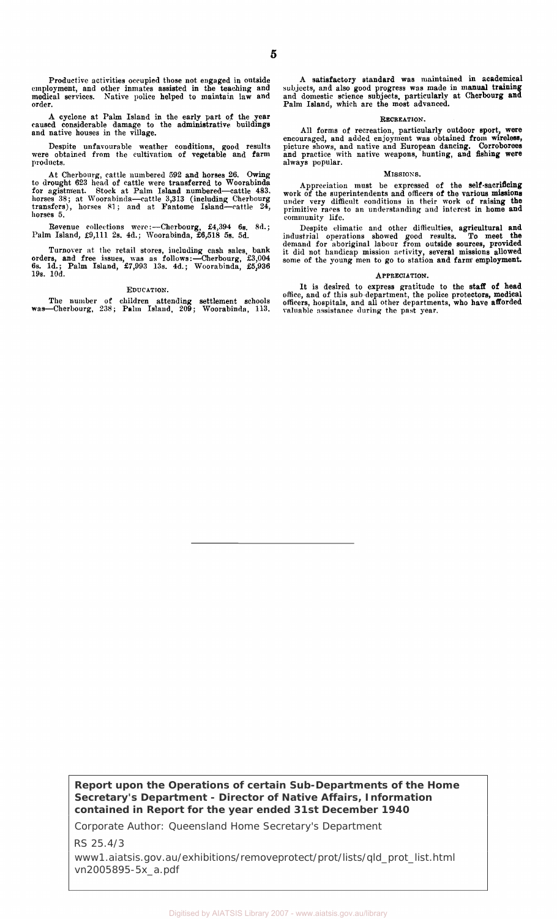Productive activities occupied those not engaged in outside employment, and other inmates assisted in the teaching and medical services. Native police helped to maintain law and order.

A cyclone at Palm Island in the early part of the year caused considerable damage to the administrative buildings and native houses in the village.

Despite unfavourable weather conditions, good results were obtained from the cultivation of vegetable and farm products.

At Cherbourg, cattle numbered 592 and horses 26. Owing to drought 623 head of cattle were transferred to Woorabinda for agistment. Stock at Palm Island numbered—cattle 483, horses 38; at Woorabinda—cattle 3,313 (including Cherbourg transfers), horses 81; and at Fantome Island—cattle 24, horses 5.

Revenue collections were:—Cherbourg, £4,394 6s. 8d.; Palm Island, £9,111 2s. 4d.; Woorabinda, £6,518 5s. 5d.

Turnover at the retail stores, including cash sales, bank orders, and free issues, was as follows:—Cherbourg, £3,004 6s. 1d.; Palm Island, £7,993 13s. 4d.; Woorabinda, £5,936 19s. 10d.

### EDUCATION.

The number of children attending settlement schools was—Cherbourg, 238; Palm Island, 209; Woorabinda, 113.

A satisfactory standard was maintained in academical subjects, and also good progress was made in manual training and domestic science subjects, particularly at Cherbourg and Palm Island, which are the most advanced.

### RECREATION.

All forms of recreation, particularly outdoor sport, were encouraged, and added enjoyment was obtained from wireless, picture shows, and native and European dancing. Corroborees and practice with native weapons, hunting, and fishing were always popular.

### MISSIONS.

Appreciation must be expressed of the self-sacrificing work of the superintendents and officers of the various missions under very difficult conditions in their work of raising the primitive races to an understanding and interest in home and community life.

Despite climatic and other difficulties, agricultural and industrial operations showed good results. To meet the demand for aboriginal labour from outside sources, provided it did not handicap mission activity, several missions allowed some of the young men to go to station and farm employment.

### APPRECIATION.

It is desired to express gratitude to the staff of head office, and of this sub-department, the police protectors, medical officers, hospitals, and all other departments, who have afforded valuable assistance during the past year.

---

**Report upon the Operations of certain Sub-Departments of the Home Secretary's Department - Director of Native Affairs, Information contained in Report for the year ended 31st December 1940**

Corporate Author: Queensland Home Secretary's Department

RS 25.4/3

www1.aiatsis.gov.au/exhibitions/removeprotect/prot/lists/qld_prot_list.html
vn2005895-5x_a.pdf

Digitised by AIATSIS Library 2007 - www.aiatsis.gov.au/library